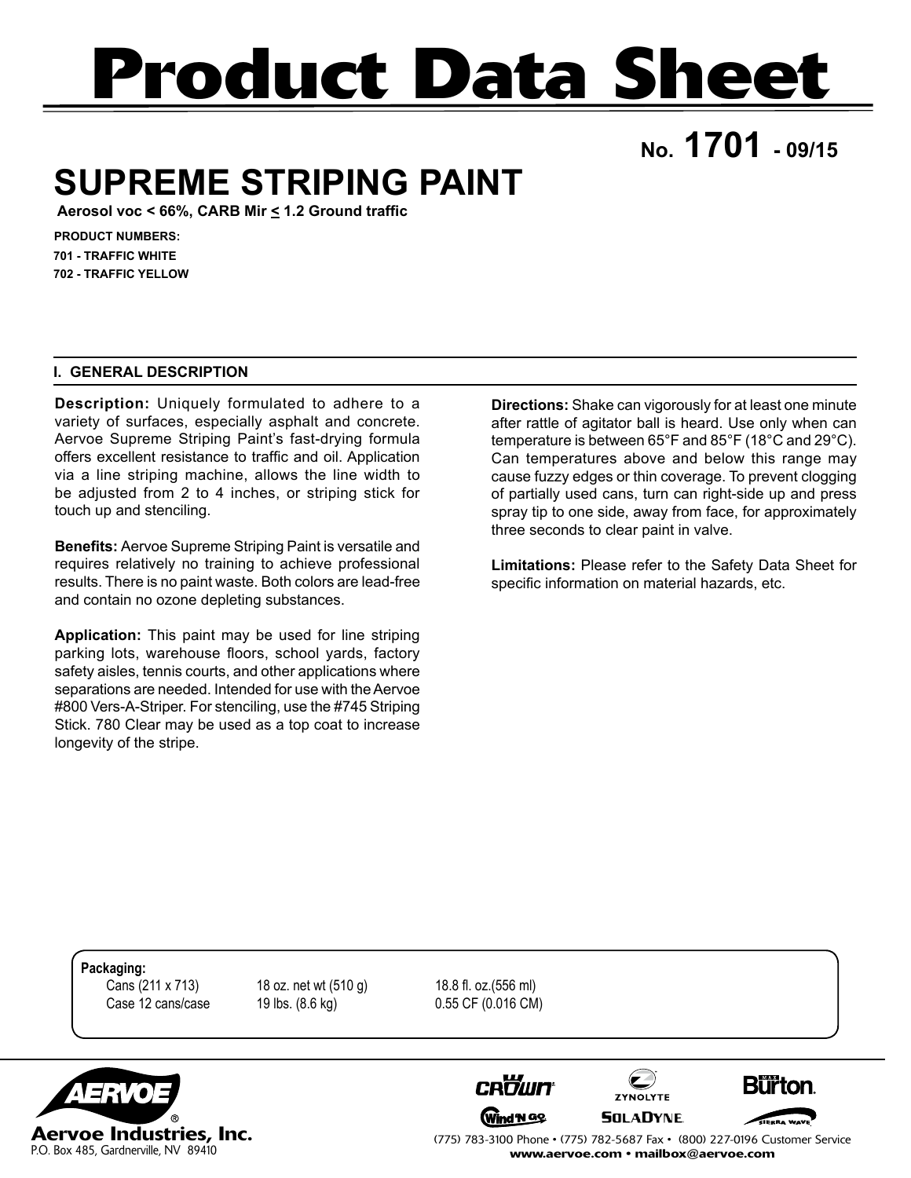# Product Data Sheet

**No. 1701 - 09/15**

## SUPREME STRIPING PAINT

**Aerosol voc < 66%, CARB Mir ≤ 1.2 Ground traffic**

**PRODUCT NUMBERS:**
**701 - TRAFFIC WHITE**
**702 - TRAFFIC YELLOW**

### I. GENERAL DESCRIPTION

**Description:** Uniquely formulated to adhere to a variety of surfaces, especially asphalt and concrete. Aervoe Supreme Striping Paint's fast-drying formula offers excellent resistance to traffic and oil. Application via a line striping machine, allows the line width to be adjusted from 2 to 4 inches, or striping stick for touch up and stenciling.

**Benefits:** Aervoe Supreme Striping Paint is versatile and requires relatively no training to achieve professional results. There is no paint waste. Both colors are lead-free and contain no ozone depleting substances.

**Application:** This paint may be used for line striping parking lots, warehouse floors, school yards, factory safety aisles, tennis courts, and other applications where separations are needed. Intended for use with the Aervoe #800 Vers-A-Striper. For stenciling, use the #745 Striping Stick. 780 Clear may be used as a top coat to increase longevity of the stripe.

**Directions:** Shake can vigorously for at least one minute after rattle of agitator ball is heard. Use only when can temperature is between 65°F and 85°F (18°C and 29°C). Can temperatures above and below this range may cause fuzzy edges or thin coverage. To prevent clogging of partially used cans, turn can right-side up and press spray tip to one side, away from face, for approximately three seconds to clear paint in valve.

**Limitations:** Please refer to the Safety Data Sheet for specific information on material hazards, etc.

**Packaging:**

| | | |
|---|---|---|
| Cans (211 x 713) | 18 oz. net wt (510 g) | 18.8 fl. oz.(556 ml) |
| Case 12 cans/case | 19 lbs. (8.6 kg) | 0.55 CF (0.016 CM) |

**Aervoe Industries, Inc.**
P.O. Box 485, Gardnerville, NV 89410

(775) 783-3100 Phone • (775) 782-5687 Fax • (800) 227-0196 Customer Service
www.aervoe.com • mailbox@aervoe.com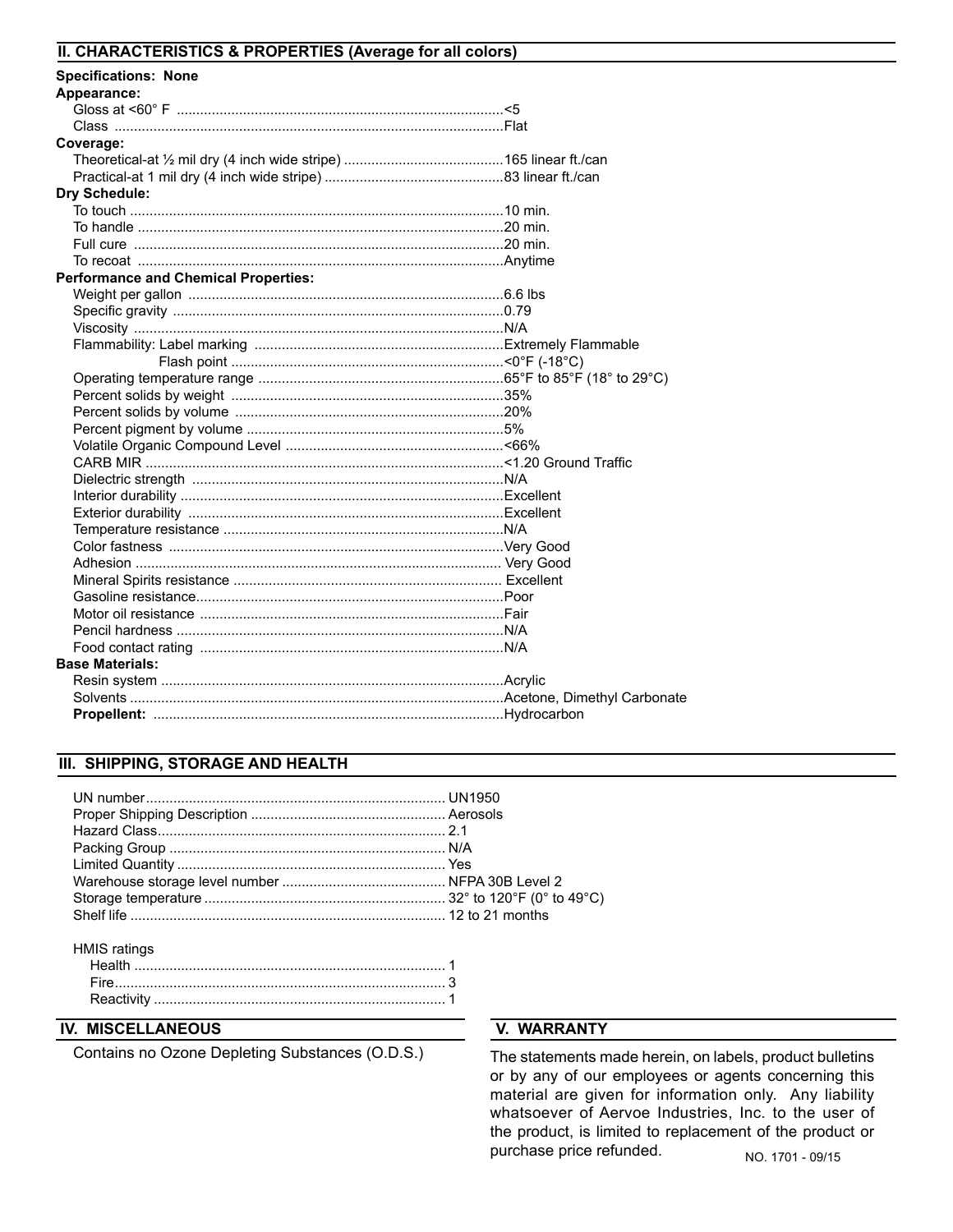## II. CHARACTERISTICS & PROPERTIES (Average for all colors)

**Specifications: None**

**Appearance:**

| | |
|---|---|
| Gloss at <60° F | <5 |
| Class | Flat |

**Coverage:**

| | |
|---|---|
| Theoretical-at ½ mil dry (4 inch wide stripe) | 165 linear ft./can |
| Practical-at 1 mil dry (4 inch wide stripe) | 83 linear ft./can |

**Dry Schedule:**

| | |
|---|---|
| To touch | 10 min. |
| To handle | 20 min. |
| Full cure | 20 min. |
| To recoat | Anytime |

**Performance and Chemical Properties:**

| | |
|---|---|
| Weight per gallon | 6.6 lbs |
| Specific gravity | 0.79 |
| Viscosity | N/A |
| Flammability: Label marking | Extremely Flammable |
| Flash point | <0°F (-18°C) |
| Operating temperature range | 65°F to 85°F (18° to 29°C) |
| Percent solids by weight | 35% |
| Percent solids by volume | 20% |
| Percent pigment by volume | 5% |
| Volatile Organic Compound Level | <66% |
| CARB MIR | <1.20 Ground Traffic |
| Dielectric strength | N/A |
| Interior durability | Excellent |
| Exterior durability | Excellent |
| Temperature resistance | N/A |
| Color fastness | Very Good |
| Adhesion | Very Good |
| Mineral Spirits resistance | Excellent |
| Gasoline resistance | Poor |
| Motor oil resistance | Fair |
| Pencil hardness | N/A |
| Food contact rating | N/A |

**Base Materials:**

| | |
|---|---|
| Resin system | Acrylic |
| Solvents | Acetone, Dimethyl Carbonate |
| **Propellent:** | Hydrocarbon |

## III. SHIPPING, STORAGE AND HEALTH

| | |
|---|---|
| UN number | UN1950 |
| Proper Shipping Description | Aerosols |
| Hazard Class | 2.1 |
| Packing Group | N/A |
| Limited Quantity | Yes |
| Warehouse storage level number | NFPA 30B Level 2 |
| Storage temperature | 32° to 120°F (0° to 49°C) |
| Shelf life | 12 to 21 months |

HMIS ratings

| | |
|---|---|
| Health | 1 |
| Fire | 3 |
| Reactivity | 1 |

## IV. MISCELLANEOUS

Contains no Ozone Depleting Substances (O.D.S.)

## V. WARRANTY

The statements made herein, on labels, product bulletins or by any of our employees or agents concerning this material are given for information only. Any liability whatsoever of Aervoe Industries, Inc. to the user of the product, is limited to replacement of the product or purchase price refunded.

NO. 1701 - 09/15